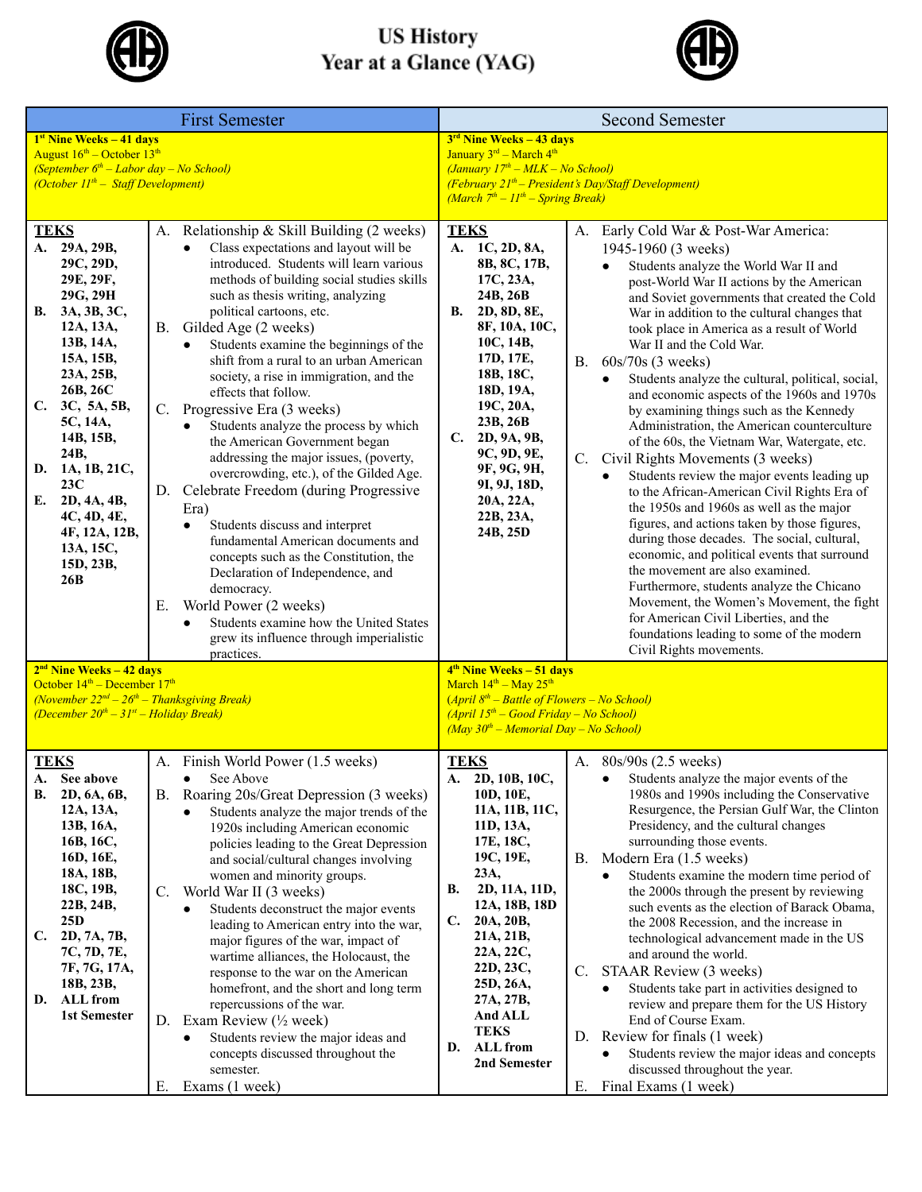# US History
# Year at a Glance (YAG)

## First Semester

**1st Nine Weeks – 41 days**
August 16th – October 13th
*(September 6th – Labor day – No School)*
*(October 11th – Staff Development)*

| TEKS | Units |
| --- | --- |
| **A.** 29A, 29B, 29C, 29D, 29E, 29F, 29G, 29H<br>**B.** 3A, 3B, 3C, 12A, 13A, 13B, 14A, 15A, 15B, 23A, 25B, 26B, 26C<br>**C.** 3C, 5A, 5B, 5C, 14A, 14B, 15B, 24B,<br>**D.** 1A, 1B, 21C, 23C<br>**E.** 2D, 4A, 4B, 4C, 4D, 4E, 4F, 12A, 12B, 13A, 15C, 15D, 23B, 26B | A. Relationship & Skill Building (2 weeks)<br>• Class expectations and layout will be introduced. Students will learn various methods of building social studies skills such as thesis writing, analyzing political cartoons, etc.<br>B. Gilded Age (2 weeks)<br>• Students examine the beginnings of the shift from a rural to an urban American society, a rise in immigration, and the effects that follow.<br>C. Progressive Era (3 weeks)<br>• Students analyze the process by which the American Government began addressing the major issues, (poverty, overcrowding, etc.), of the Gilded Age.<br>D. Celebrate Freedom (during Progressive Era)<br>• Students discuss and interpret fundamental American documents and concepts such as the Constitution, the Declaration of Independence, and democracy.<br>E. World Power (2 weeks)<br>• Students examine how the United States grew its influence through imperialistic practices. |

**2nd Nine Weeks – 42 days**
October 14th – December 17th
*(November 22nd – 26th – Thanksgiving Break)*
*(December 20th – 31st – Holiday Break)*

| TEKS | Units |
| --- | --- |
| **A.** See above<br>**B.** 2D, 6A, 6B, 12A, 13A, 13B, 16A, 16B, 16C, 16D, 16E, 18A, 18B, 18C, 19B, 22B, 24B, 25D<br>**C.** 2D, 7A, 7B, 7C, 7D, 7E, 7F, 7G, 17A, 18B, 23B,<br>**D.** ALL from 1st Semester | A. Finish World Power (1.5 weeks)<br>• See Above<br>B. Roaring 20s/Great Depression (3 weeks)<br>• Students analyze the major trends of the 1920s including American economic policies leading to the Great Depression and social/cultural changes involving women and minority groups.<br>C. World War II (3 weeks)<br>• Students deconstruct the major events leading to American entry into the war, major figures of the war, impact of wartime alliances, the Holocaust, the response to the war on the American homefront, and the short and long term repercussions of the war.<br>D. Exam Review (½ week)<br>• Students review the major ideas and concepts discussed throughout the semester.<br>E. Exams (1 week) |

## Second Semester

**3rd Nine Weeks – 43 days**
January 3rd – March 4th
*(January 17th – MLK – No School)*
*(February 21st – President's Day/Staff Development)*
*(March 7th – 11th – Spring Break)*

| TEKS | Units |
| --- | --- |
| **A.** 1C, 2D, 8A, 8B, 8C, 17B, 17C, 23A, 24B, 26B<br>**B.** 2D, 8D, 8E, 8F, 10A, 10C, 10C, 14B, 17D, 17E, 18B, 18C, 18D, 19A, 19C, 20A, 23B, 26B<br>**C.** 2D, 9A, 9B, 9C, 9D, 9E, 9F, 9G, 9H, 9I, 9J, 18D, 20A, 22A, 22B, 23A, 24B, 25D | A. Early Cold War & Post-War America: 1945-1960 (3 weeks)<br>• Students analyze the World War II and post-World War II actions by the American and Soviet governments that created the Cold War in addition to the cultural changes that took place in America as a result of World War II and the Cold War.<br>B. 60s/70s (3 weeks)<br>• Students analyze the cultural, political, social, and economic aspects of the 1960s and 1970s by examining things such as the Kennedy Administration, the American counterculture of the 60s, the Vietnam War, Watergate, etc.<br>C. Civil Rights Movements (3 weeks)<br>• Students review the major events leading up to the African-American Civil Rights Era of the 1950s and 1960s as well as the major figures, and actions taken by those figures, during those decades. The social, cultural, economic, and political events that surround the movement are also examined. Furthermore, students analyze the Chicano Movement, the Women's Movement, the fight for American Civil Liberties, and the foundations leading to some of the modern Civil Rights movements. |

**4th Nine Weeks – 51 days**
March 14th – May 25th
*(April 8th – Battle of Flowers – No School)*
*(April 15th – Good Friday – No School)*
*(May 30th – Memorial Day – No School)*

| TEKS | Units |
| --- | --- |
| **A.** 2D, 10B, 10C, 10D, 10E, 11A, 11B, 11C, 11D, 13A, 17E, 18C, 19C, 19E, 23A,<br>**B.** 2D, 11A, 11D, 12A, 18B, 18D<br>**C.** 20A, 20B, 21A, 21B, 22A, 22C, 22D, 23C, 25D, 26A, 27A, 27B, And ALL TEKS<br>**D.** ALL from 2nd Semester | A. 80s/90s (2.5 weeks)<br>• Students analyze the major events of the 1980s and 1990s including the Conservative Resurgence, the Persian Gulf War, the Clinton Presidency, and the cultural changes surrounding those events.<br>B. Modern Era (1.5 weeks)<br>• Students examine the modern time period of the 2000s through the present by reviewing such events as the election of Barack Obama, the 2008 Recession, and the increase in technological advancement made in the US and around the world.<br>C. STAAR Review (3 weeks)<br>• Students take part in activities designed to review and prepare them for the US History End of Course Exam.<br>D. Review for finals (1 week)<br>• Students review the major ideas and concepts discussed throughout the year.<br>E. Final Exams (1 week) |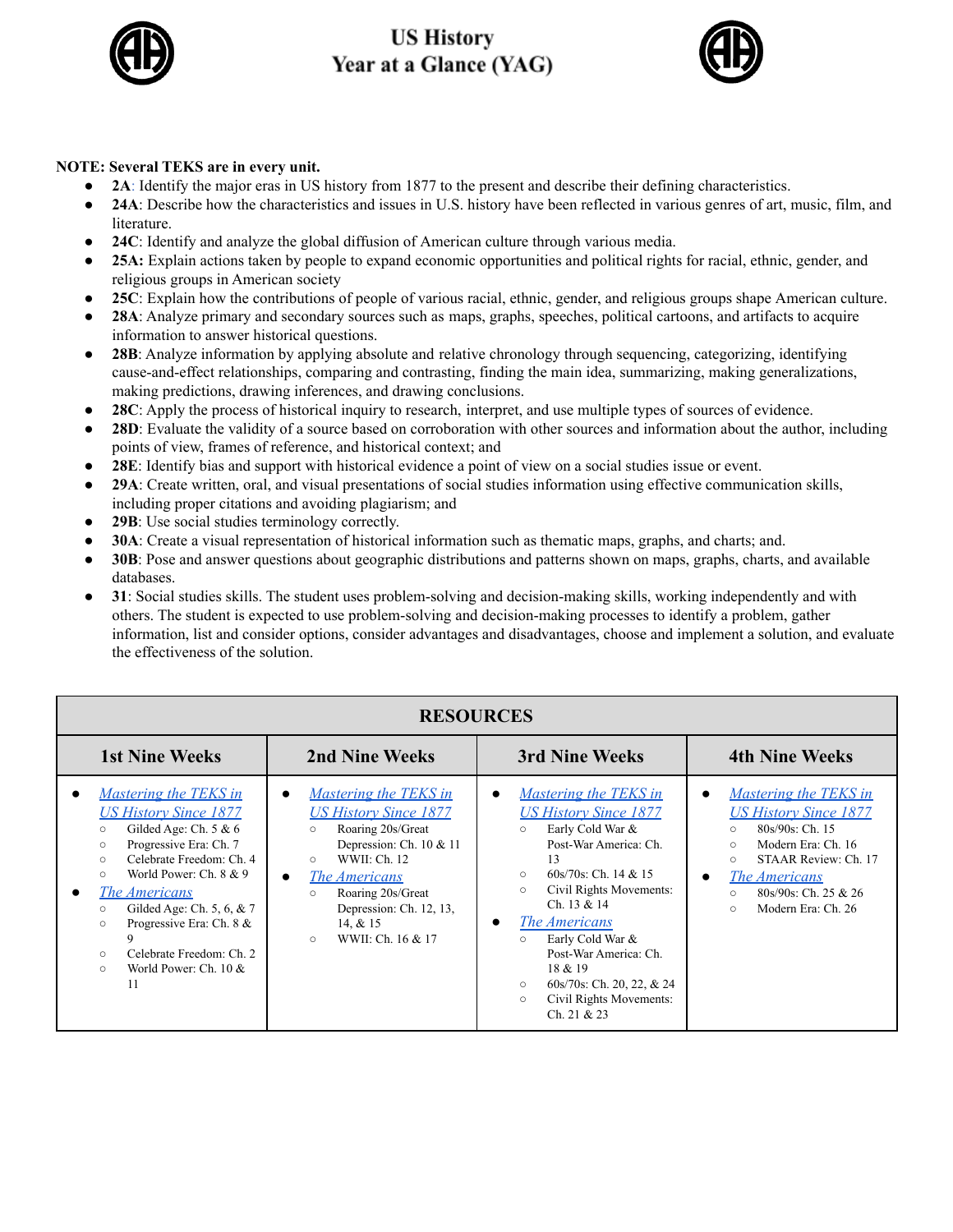# US History
# Year at a Glance (YAG)

**NOTE: Several TEKS are in every unit.**

- **2A**: Identify the major eras in US history from 1877 to the present and describe their defining characteristics.
- **24A**: Describe how the characteristics and issues in U.S. history have been reflected in various genres of art, music, film, and literature.
- **24C**: Identify and analyze the global diffusion of American culture through various media.
- **25A:** Explain actions taken by people to expand economic opportunities and political rights for racial, ethnic, gender, and religious groups in American society
- **25C**: Explain how the contributions of people of various racial, ethnic, gender, and religious groups shape American culture.
- **28A**: Analyze primary and secondary sources such as maps, graphs, speeches, political cartoons, and artifacts to acquire information to answer historical questions.
- **28B**: Analyze information by applying absolute and relative chronology through sequencing, categorizing, identifying cause-and-effect relationships, comparing and contrasting, finding the main idea, summarizing, making generalizations, making predictions, drawing inferences, and drawing conclusions.
- **28C**: Apply the process of historical inquiry to research, interpret, and use multiple types of sources of evidence.
- **28D**: Evaluate the validity of a source based on corroboration with other sources and information about the author, including points of view, frames of reference, and historical context; and
- **28E**: Identify bias and support with historical evidence a point of view on a social studies issue or event.
- **29A**: Create written, oral, and visual presentations of social studies information using effective communication skills, including proper citations and avoiding plagiarism; and
- **29B**: Use social studies terminology correctly.
- **30A**: Create a visual representation of historical information such as thematic maps, graphs, and charts; and.
- **30B**: Pose and answer questions about geographic distributions and patterns shown on maps, graphs, charts, and available databases.
- **31**: Social studies skills. The student uses problem-solving and decision-making skills, working independently and with others. The student is expected to use problem-solving and decision-making processes to identify a problem, gather information, list and consider options, consider advantages and disadvantages, choose and implement a solution, and evaluate the effectiveness of the solution.

| RESOURCES | | | |
|---|---|---|---|
| **1st Nine Weeks** | **2nd Nine Weeks** | **3rd Nine Weeks** | **4th Nine Weeks** |
| • *Mastering the TEKS in US History Since 1877*<br>○ Gilded Age: Ch. 5 & 6<br>○ Progressive Era: Ch. 7<br>○ Celebrate Freedom: Ch. 4<br>○ World Power: Ch. 8 & 9<br>• *The Americans*<br>○ Gilded Age: Ch. 5, 6, & 7<br>○ Progressive Era: Ch. 8 & 9<br>○ Celebrate Freedom: Ch. 2<br>○ World Power: Ch. 10 & 11 | • *Mastering the TEKS in US History Since 1877*<br>○ Roaring 20s/Great Depression: Ch. 10 & 11<br>○ WWII: Ch. 12<br>• *The Americans*<br>○ Roaring 20s/Great Depression: Ch. 12, 13, 14, & 15<br>○ WWII: Ch. 16 & 17 | • *Mastering the TEKS in US History Since 1877*<br>○ Early Cold War & Post-War America: Ch. 13<br>○ 60s/70s: Ch. 14 & 15<br>○ Civil Rights Movements: Ch. 13 & 14<br>• *The Americans*<br>○ Early Cold War & Post-War America: Ch. 18 & 19<br>○ 60s/70s: Ch. 20, 22, & 24<br>○ Civil Rights Movements: Ch. 21 & 23 | • *Mastering the TEKS in US History Since 1877*<br>○ 80s/90s: Ch. 15<br>○ Modern Era: Ch. 16<br>○ STAAR Review: Ch. 17<br>• *The Americans*<br>○ 80s/90s: Ch. 25 & 26<br>○ Modern Era: Ch. 26 |